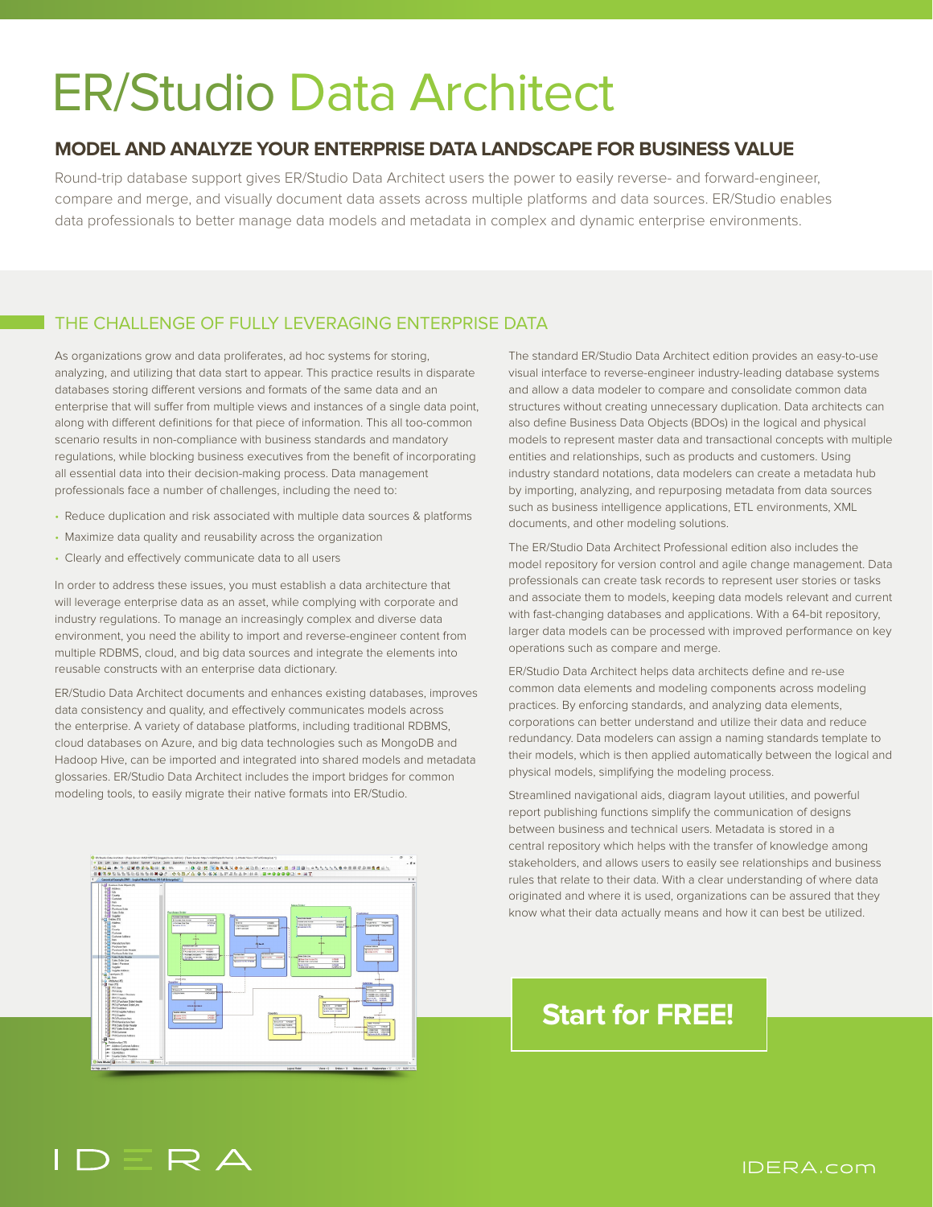# ER/Studio Data Architect

## MODEL AND ANALYZE YOUR ENTERPRISE DATA LANDSCAPE FOR BUSINESS VALUE

Round-trip database support gives ER/Studio Data Architect users the power to easily reverse- and forward-engineer, compare and merge, and visually document data assets across multiple platforms and data sources. ER/Studio enables data professionals to better manage data models and metadata in complex and dynamic enterprise environments.

### THE CHALLENGE OF FULLY LEVERAGING ENTERPRISE DATA

As organizations grow and data proliferates, ad hoc systems for storing, analyzing, and utilizing that data start to appear. This practice results in disparate databases storing different versions and formats of the same data and an enterprise that will suffer from multiple views and instances of a single data point, along with different definitions for that piece of information. This all too-common scenario results in non-compliance with business standards and mandatory regulations, while blocking business executives from the benefit of incorporating all essential data into their decision-making process. Data management professionals face a number of challenges, including the need to:

- Reduce duplication and risk associated with multiple data sources & platforms
- Maximize data quality and reusability across the organization
- Clearly and effectively communicate data to all users

In order to address these issues, you must establish a data architecture that will leverage enterprise data as an asset, while complying with corporate and industry regulations. To manage an increasingly complex and diverse data environment, you need the ability to import and reverse-engineer content from multiple RDBMS, cloud, and big data sources and integrate the elements into reusable constructs with an enterprise data dictionary.

ER/Studio Data Architect documents and enhances existing databases, improves data consistency and quality, and effectively communicates models across the enterprise. A variety of database platforms, including traditional RDBMS, cloud databases on Azure, and big data technologies such as MongoDB and Hadoop Hive, can be imported and integrated into shared models and metadata glossaries. ER/Studio Data Architect includes the import bridges for common modeling tools, to easily migrate their native formats into ER/Studio.

The standard ER/Studio Data Architect edition provides an easy-to-use visual interface to reverse-engineer industry-leading database systems and allow a data modeler to compare and consolidate common data structures without creating unnecessary duplication. Data architects can also define Business Data Objects (BDOs) in the logical and physical models to represent master data and transactional concepts with multiple entities and relationships, such as products and customers. Using industry standard notations, data modelers can create a metadata hub by importing, analyzing, and repurposing metadata from data sources such as business intelligence applications, ETL environments, XML documents, and other modeling solutions.

The ER/Studio Data Architect Professional edition also includes the model repository for version control and agile change management. Data professionals can create task records to represent user stories or tasks and associate them to models, keeping data models relevant and current with fast-changing databases and applications. With a 64-bit repository, larger data models can be processed with improved performance on key operations such as compare and merge.

ER/Studio Data Architect helps data architects define and re-use common data elements and modeling components across modeling practices. By enforcing standards, and analyzing data elements, corporations can better understand and utilize their data and reduce redundancy. Data modelers can assign a naming standards template to their models, which is then applied automatically between the logical and physical models, simplifying the modeling process.

Streamlined navigational aids, diagram layout utilities, and powerful report publishing functions simplify the communication of designs between business and technical users. Metadata is stored in a central repository which helps with the transfer of knowledge among stakeholders, and allows users to easily see relationships and business rules that relate to their data. With a clear understanding of where data originated and where it is used, organizations can be assured that they know what their data actually means and how it can best be utilized.

**Start for FREE!**

IDERA.com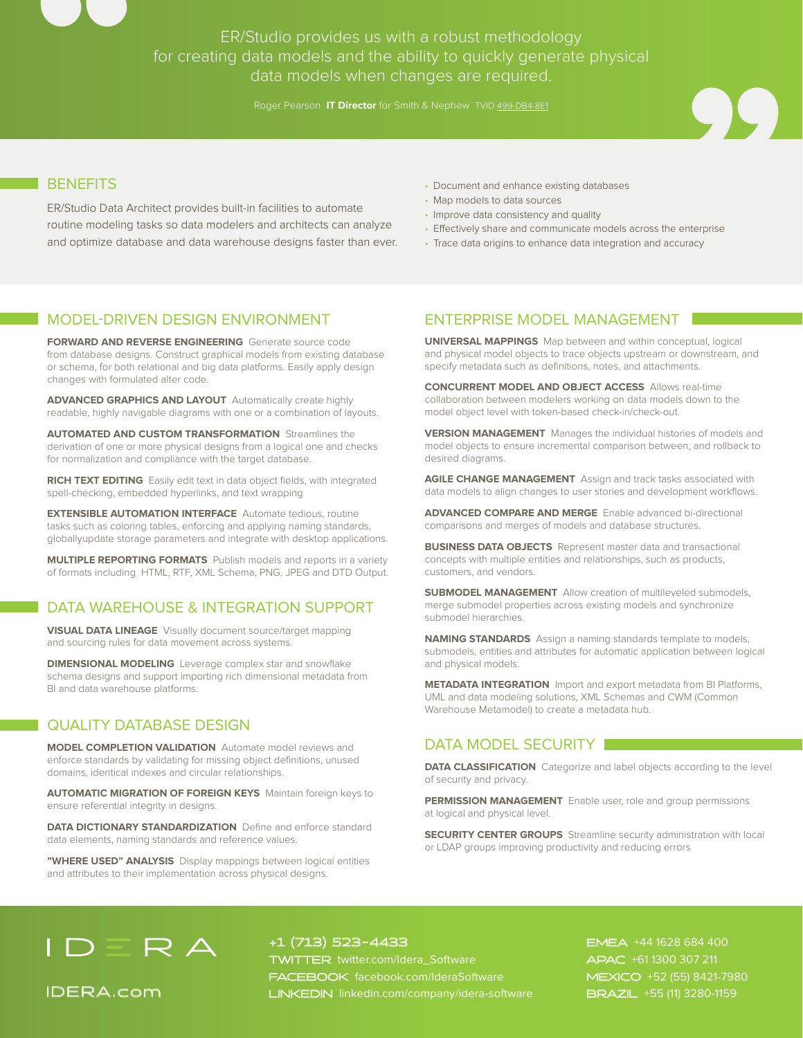> ER/Studio provides us with a robust methodology for creating data models and the ability to quickly generate physical data models when changes are required.
>
> Roger Pearson **IT Director** for Smith & Nephew TVID 499-DB4-8E1

## BENEFITS

ER/Studio Data Architect provides built-in facilities to automate routine modeling tasks so data modelers and architects can analyze and optimize database and data warehouse designs faster than ever.

- Document and enhance existing databases
- Map models to data sources
- Improve data consistency and quality
- Effectively share and communicate models across the enterprise
- Trace data origins to enhance data integration and accuracy

## MODEL-DRIVEN DESIGN ENVIRONMENT

**FORWARD AND REVERSE ENGINEERING** Generate source code from database designs. Construct graphical models from existing database or schema, for both relational and big data platforms. Easily apply design changes with formulated alter code.

**ADVANCED GRAPHICS AND LAYOUT** Automatically create highly readable, highly navigable diagrams with one or a combination of layouts.

**AUTOMATED AND CUSTOM TRANSFORMATION** Streamlines the derivation of one or more physical designs from a logical one and checks for normalization and compliance with the target database.

**RICH TEXT EDITING** Easily edit text in data object fields, with integrated spell-checking, embedded hyperlinks, and text wrapping

**EXTENSIBLE AUTOMATION INTERFACE** Automate tedious, routine tasks such as coloring tables, enforcing and applying naming standards, globallyupdate storage parameters and integrate with desktop applications.

**MULTIPLE REPORTING FORMATS** Publish models and reports in a variety of formats including HTML, RTF, XML Schema, PNG, JPEG and DTD Output.

## DATA WAREHOUSE & INTEGRATION SUPPORT

**VISUAL DATA LINEAGE** Visually document source/target mapping and sourcing rules for data movement across systems.

**DIMENSIONAL MODELING** Leverage complex star and snowflake schema designs and support importing rich dimensional metadata from BI and data warehouse platforms.

## QUALITY DATABASE DESIGN

**MODEL COMPLETION VALIDATION** Automate model reviews and enforce standards by validating for missing object definitions, unused domains, identical indexes and circular relationships.

**AUTOMATIC MIGRATION OF FOREIGN KEYS** Maintain foreign keys to ensure referential integrity in designs.

**DATA DICTIONARY STANDARDIZATION** Define and enforce standard data elements, naming standards and reference values.

**"WHERE USED" ANALYSIS** Display mappings between logical entities and attributes to their implementation across physical designs.

## ENTERPRISE MODEL MANAGEMENT

**UNIVERSAL MAPPINGS** Map between and within conceptual, logical and physical model objects to trace objects upstream or downstream, and specify metadata such as definitions, notes, and attachments.

**CONCURRENT MODEL AND OBJECT ACCESS** Allows real-time collaboration between modelers working on data models down to the model object level with token-based check-in/check-out.

**VERSION MANAGEMENT** Manages the individual histories of models and model objects to ensure incremental comparison between, and rollback to desired diagrams.

**AGILE CHANGE MANAGEMENT** Assign and track tasks associated with data models to align changes to user stories and development workflows.

**ADVANCED COMPARE AND MERGE** Enable advanced bi-directional comparisons and merges of models and database structures.

**BUSINESS DATA OBJECTS** Represent master data and transactional concepts with multiple entities and relationships, such as products, customers, and vendors.

**SUBMODEL MANAGEMENT** Allow creation of multileveled submodels, merge submodel properties across existing models and synchronize submodel hierarchies.

**NAMING STANDARDS** Assign a naming standards template to models, submodels, entities and attributes for automatic application between logical and physical models.

**METADATA INTEGRATION** Import and export metadata from BI Platforms, UML and data modeling solutions, XML Schemas and CWM (Common Warehouse Metamodel) to create a metadata hub.

## DATA MODEL SECURITY

**DATA CLASSIFICATION** Categorize and label objects according to the level of security and privacy.

**PERMISSION MANAGEMENT** Enable user, role and group permissions at logical and physical level.

**SECURITY CENTER GROUPS** Streamline security administration with local or LDAP groups improving productivity and reducing errors

IDERA

IDERA.com

+1 (713) 523-4433
TWITTER twitter.com/Idera_Software
FACEBOOK facebook.com/IderaSoftware
LINKEDIN linkedin.com/company/idera-software

EMEA +44 1628 684 400
APAC +61 1300 307 211
MEXICO +52 (55) 8421-7980
BRAZIL +55 (11) 3280-1159